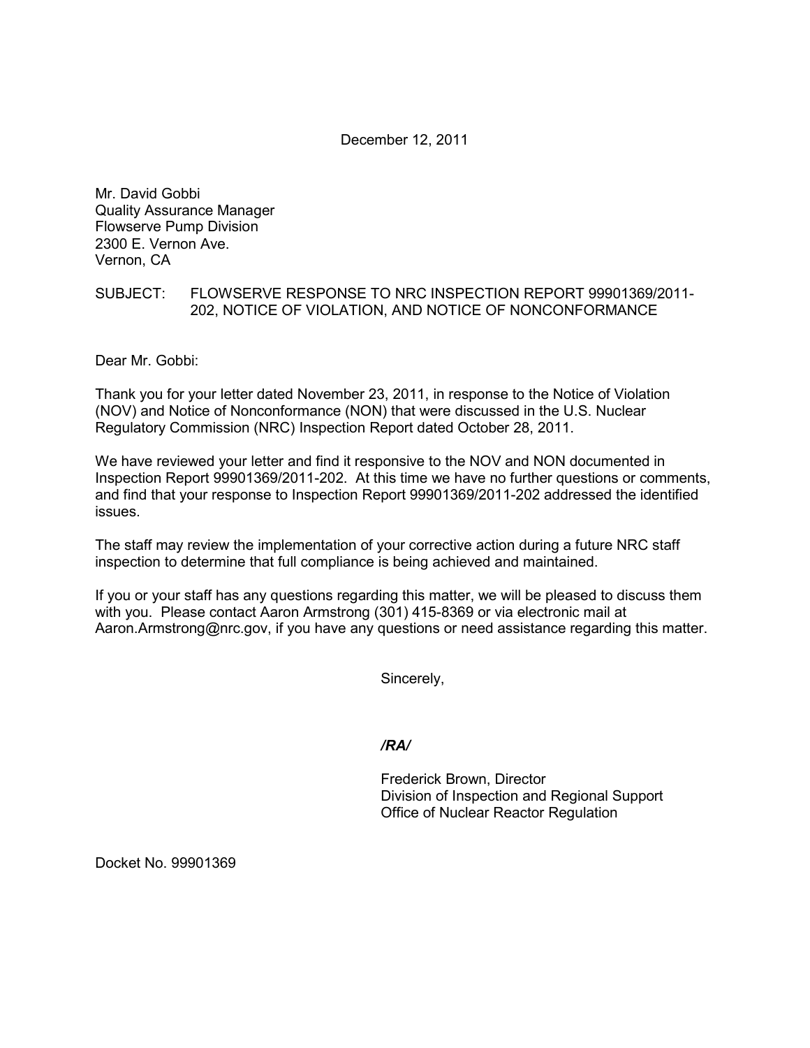December 12, 2011

Mr. David Gobbi
Quality Assurance Manager
Flowserve Pump Division
2300 E. Vernon Ave.
Vernon, CA

SUBJECT: FLOWSERVE RESPONSE TO NRC INSPECTION REPORT 99901369/2011-202, NOTICE OF VIOLATION, AND NOTICE OF NONCONFORMANCE

Dear Mr. Gobbi:

Thank you for your letter dated November 23, 2011, in response to the Notice of Violation (NOV) and Notice of Nonconformance (NON) that were discussed in the U.S. Nuclear Regulatory Commission (NRC) Inspection Report dated October 28, 2011.

We have reviewed your letter and find it responsive to the NOV and NON documented in Inspection Report 99901369/2011-202. At this time we have no further questions or comments, and find that your response to Inspection Report 99901369/2011-202 addressed the identified issues.

The staff may review the implementation of your corrective action during a future NRC staff inspection to determine that full compliance is being achieved and maintained.

If you or your staff has any questions regarding this matter, we will be pleased to discuss them with you. Please contact Aaron Armstrong (301) 415-8369 or via electronic mail at Aaron.Armstrong@nrc.gov, if you have any questions or need assistance regarding this matter.

Sincerely,

*/RA/*

Frederick Brown, Director
Division of Inspection and Regional Support
Office of Nuclear Reactor Regulation

Docket No. 99901369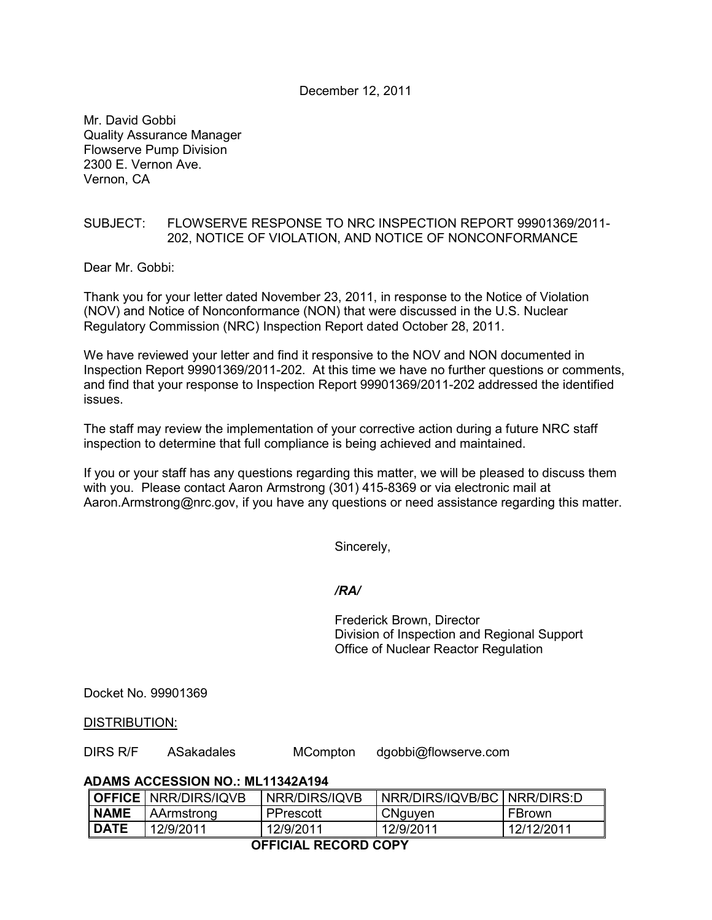December 12, 2011

Mr. David Gobbi
Quality Assurance Manager
Flowserve Pump Division
2300 E. Vernon Ave.
Vernon, CA

SUBJECT: FLOWSERVE RESPONSE TO NRC INSPECTION REPORT 99901369/2011-202, NOTICE OF VIOLATION, AND NOTICE OF NONCONFORMANCE

Dear Mr. Gobbi:

Thank you for your letter dated November 23, 2011, in response to the Notice of Violation (NOV) and Notice of Nonconformance (NON) that were discussed in the U.S. Nuclear Regulatory Commission (NRC) Inspection Report dated October 28, 2011.

We have reviewed your letter and find it responsive to the NOV and NON documented in Inspection Report 99901369/2011-202. At this time we have no further questions or comments, and find that your response to Inspection Report 99901369/2011-202 addressed the identified issues.

The staff may review the implementation of your corrective action during a future NRC staff inspection to determine that full compliance is being achieved and maintained.

If you or your staff has any questions regarding this matter, we will be pleased to discuss them with you. Please contact Aaron Armstrong (301) 415-8369 or via electronic mail at Aaron.Armstrong@nrc.gov, if you have any questions or need assistance regarding this matter.

Sincerely,

*/RA/*

Frederick Brown, Director
Division of Inspection and Regional Support
Office of Nuclear Reactor Regulation

Docket No. 99901369

DISTRIBUTION:

DIRS R/F ASakadales MCompton dgobbi@flowserve.com

**ADAMS ACCESSION NO.: ML11342A194**

| **OFFICE** | NRR/DIRS/IQVB | NRR/DIRS/IQVB | NRR/DIRS/IQVB/BC | NRR/DIRS:D |
|---|---|---|---|---|
| **NAME** | AArmstrong | PPrescott | CNguyen | FBrown |
| **DATE** | 12/9/2011 | 12/9/2011 | 12/9/2011 | 12/12/2011 |

**OFFICIAL RECORD COPY**